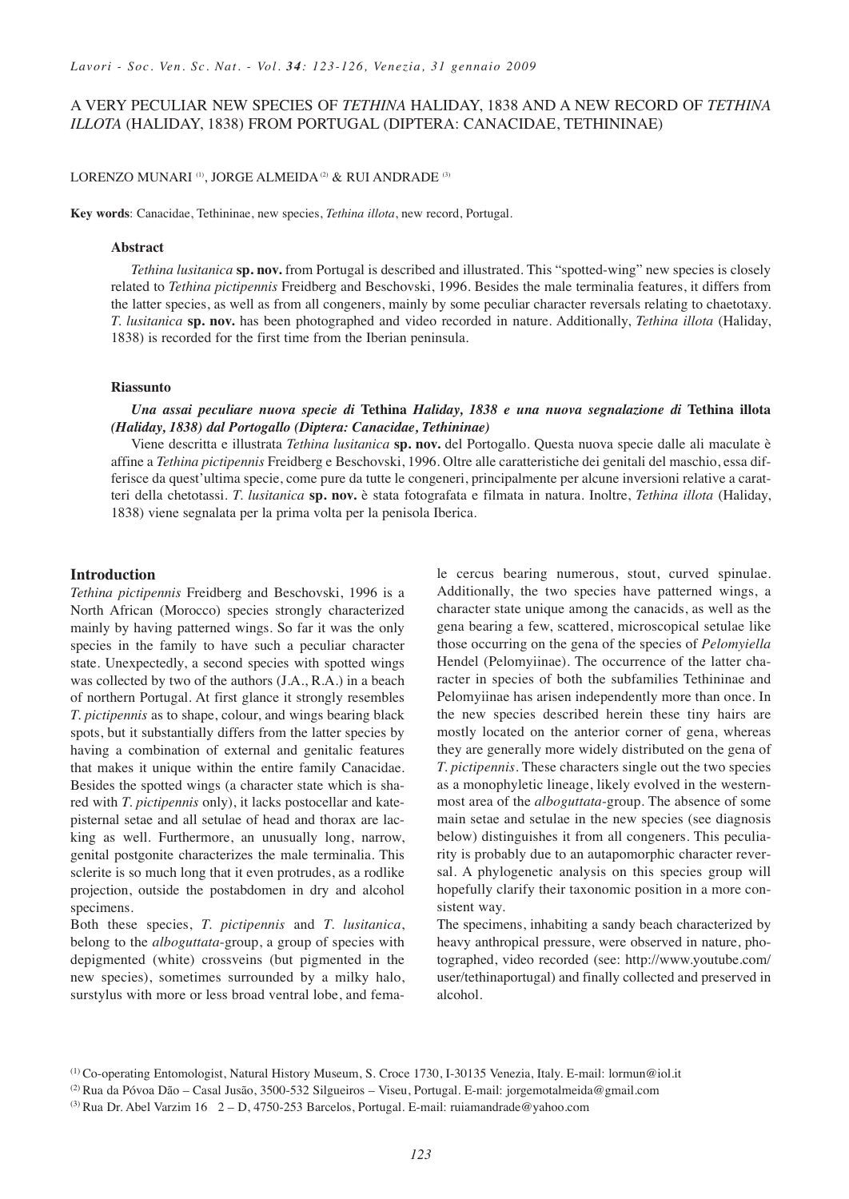# A VERY PECULIAR NEW SPECIES OF *TETHINA* HALIDAY, 1838 AND A NEW RECORD OF *TETHINA ILLOTA* (HALIDAY, 1838) FROM PORTUGAL (DIPTERA: CANACIDAE, TETHININAE)

LORENZO MUNARI [1], JORGE ALMEIDA [2] & RUI ANDRADE [3]

**Key words**: Canacidae, Tethininae, new species, *Tethina illota*, new record, Portugal.

### Abstract

*Tethina lusitanica* **sp. nov.** from Portugal is described and illustrated. This "spotted-wing" new species is closely related to *Tethina pictipennis* Freidberg and Beschovski, 1996. Besides the male terminalia features, it differs from the latter species, as well as from all congeners, mainly by some peculiar character reversals relating to chaetotaxy. *T. lusitanica* **sp. nov.** has been photographed and video recorded in nature. Additionally, *Tethina illota* (Haliday, 1838) is recorded for the first time from the Iberian peninsula.

### Riassunto

***Una assai peculiare nuova specie di* Tethina *Haliday, 1838 e una nuova segnalazione di* Tethina illota *(Haliday, 1838) dal Portogallo (Diptera: Canacidae, Tethininae)***

Viene descritta e illustrata *Tethina lusitanica* **sp. nov.** del Portogallo. Questa nuova specie dalle ali maculate è affine a *Tethina pictipennis* Freidberg e Beschovski, 1996. Oltre alle caratteristiche dei genitali del maschio, essa differisce da quest'ultima specie, come pure da tutte le congeneri, principalmente per alcune inversioni relative a caratteri della chetotassi. *T. lusitanica* **sp. nov.** è stata fotografata e filmata in natura. Inoltre, *Tethina illota* (Haliday, 1838) viene segnalata per la prima volta per la penisola Iberica.

## Introduction

*Tethina pictipennis* Freidberg and Beschovski, 1996 is a North African (Morocco) species strongly characterized mainly by having patterned wings. So far it was the only species in the family to have such a peculiar character state. Unexpectedly, a second species with spotted wings was collected by two of the authors (J.A., R.A.) in a beach of northern Portugal. At first glance it strongly resembles *T. pictipennis* as to shape, colour, and wings bearing black spots, but it substantially differs from the latter species by having a combination of external and genitalic features that makes it unique within the entire family Canacidae. Besides the spotted wings (a character state which is shared with *T. pictipennis* only), it lacks postocellar and katepisternal setae and all setulae of head and thorax are lacking as well. Furthermore, an unusually long, narrow, genital postgonite characterizes the male terminalia. This sclerite is so much long that it even protrudes, as a rodlike projection, outside the postabdomen in dry and alcohol specimens.

Both these species, *T. pictipennis* and *T. lusitanica*, belong to the *alboguttata*-group, a group of species with depigmented (white) crossveins (but pigmented in the new species), sometimes surrounded by a milky halo, surstylus with more or less broad ventral lobe, and female cercus bearing numerous, stout, curved spinulae. Additionally, the two species have patterned wings, a character state unique among the canacids, as well as the gena bearing a few, scattered, microscopical setulae like those occurring on the gena of the species of *Pelomyiella* Hendel (Pelomyiinae). The occurrence of the latter character in species of both the subfamilies Tethininae and Pelomyiinae has arisen independently more than once. In the new species described herein these tiny hairs are mostly located on the anterior corner of gena, whereas they are generally more widely distributed on the gena of *T. pictipennis*. These characters single out the two species as a monophyletic lineage, likely evolved in the westernmost area of the *alboguttata*-group. The absence of some main setae and setulae in the new species (see diagnosis below) distinguishes it from all congeners. This peculiarity is probably due to an autapomorphic character reversal. A phylogenetic analysis on this species group will hopefully clarify their taxonomic position in a more consistent way.

The specimens, inhabiting a sandy beach characterized by heavy anthropical pressure, were observed in nature, photographed, video recorded (see: http://www.youtube.com/user/tethinaportugal) and finally collected and preserved in alcohol.

[1] Co-operating Entomologist, Natural History Museum, S. Croce 1730, I-30135 Venezia, Italy. E-mail: lormun@iol.it

[2] Rua da Póvoa Dão – Casal Jusão, 3500-532 Silgueiros – Viseu, Portugal. E-mail: jorgemotalmeida@gmail.com

[3] Rua Dr. Abel Varzim 16 2 – D, 4750-253 Barcelos, Portugal. E-mail: ruiamandrade@yahoo.com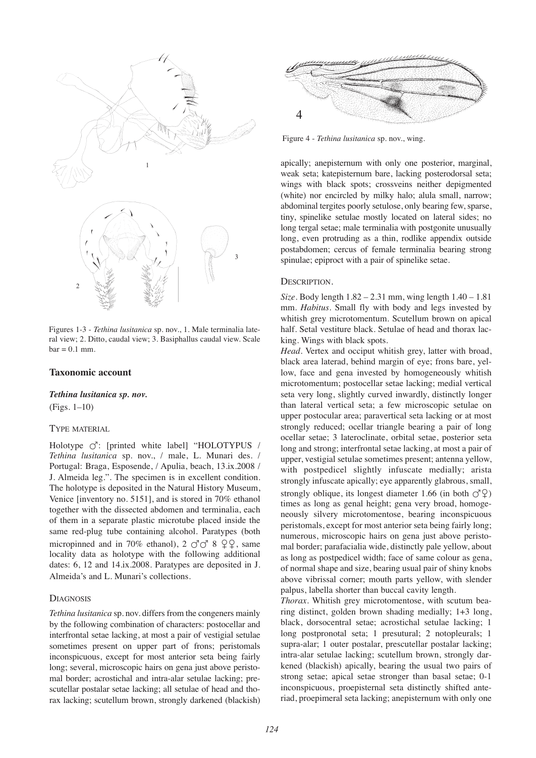Figures 1-3 - *Tethina lusitanica* sp. nov., 1. Male terminalia lateral view; 2. Ditto, caudal view; 3. Basiphallus caudal view. Scale bar = 0.1 mm.

Figure 4 - *Tethina lusitanica* sp. nov., wing.

## Taxonomic account

### *Tethina lusitanica sp. nov.*

(Figs. 1–10)

#### Type material

Holotype ♂: [printed white label] "HOLOTYPUS / *Tethina lusitanica* sp. nov., / male, L. Munari des. / Portugal: Braga, Esposende, / Apulia, beach, 13.ix.2008 / J. Almeida leg.". The specimen is in excellent condition. The holotype is deposited in the Natural History Museum, Venice [inventory no. 5151], and is stored in 70% ethanol together with the dissected abdomen and terminalia, each of them in a separate plastic microtube placed inside the same red-plug tube containing alcohol. Paratypes (both micropinned and in 70% ethanol), 2 ♂♂ 8 ♀♀, same locality data as holotype with the following additional dates: 6, 12 and 14.ix.2008. Paratypes are deposited in J. Almeida's and L. Munari's collections.

#### Diagnosis

*Tethina lusitanica* sp. nov. differs from the congeners mainly by the following combination of characters: postocellar and interfrontal setae lacking, at most a pair of vestigial setulae sometimes present on upper part of frons; peristomals inconspicuous, except for most anterior seta being fairly long; several, microscopic hairs on gena just above peristomal border; acrostichal and intra-alar setulae lacking; prescutellar postalar setae lacking; all setulae of head and thorax lacking; scutellum brown, strongly darkened (blackish) apically; anepisternum with only one posterior, marginal, weak seta; katepisternum bare, lacking posterodorsal seta; wings with black spots; crossveins neither depigmented (white) nor encircled by milky halo; alula small, narrow; abdominal tergites poorly setulose, only bearing few, sparse, tiny, spinelike setulae mostly located on lateral sides; no long tergal setae; male terminalia with postgonite unusually long, even protruding as a thin, rodlike appendix outside postabdomen; cercus of female terminalia bearing strong spinulae; epiproct with a pair of spinelike setae.

#### Description.

*Size*. Body length 1.82 – 2.31 mm, wing length 1.40 – 1.81 mm. *Habitus*. Small fly with body and legs invested by whitish grey microtomentum. Scutellum brown on apical half. Setal vestiture black. Setulae of head and thorax lacking. Wings with black spots.

*Head*. Vertex and occiput whitish grey, latter with broad, black area laterad, behind margin of eye; frons bare, yellow, face and gena invested by homogeneously whitish microtomentum; postocellar setae lacking; medial vertical seta very long, slightly curved inwardly, distinctly longer than lateral vertical seta; a few microscopic setulae on upper postocular area; paravertical seta lacking or at most strongly reduced; ocellar triangle bearing a pair of long ocellar setae; 3 lateroclinate, orbital setae, posterior seta long and strong; interfrontal setae lacking, at most a pair of upper, vestigial setulae sometimes present; antenna yellow, with postpedicel slightly infuscate medially; arista strongly infuscate apically; eye apparently glabrous, small, strongly oblique, its longest diameter 1.66 (in both ♂♀) times as long as genal height; gena very broad, homogeneously silvery microtomentose, bearing inconspicuous peristomals, except for most anterior seta being fairly long; numerous, microscopic hairs on gena just above peristomal border; parafacialia wide, distinctly pale yellow, about as long as postpedicel width; face of same colour as gena, of normal shape and size, bearing usual pair of shiny knobs above vibrissal corner; mouth parts yellow, with slender palpus, labella shorter than buccal cavity length.

*Thorax*. Whitish grey microtomentose, with scutum bearing distinct, golden brown shading medially; 1+3 long, black, dorsocentral setae; acrostichal setulae lacking; 1 long postpronotal seta; 1 presutural; 2 notopleurals; 1 supra-alar; 1 outer postalar, prescutellar postalar lacking; intra-alar setulae lacking; scutellum brown, strongly darkened (blackish) apically, bearing the usual two pairs of strong setae; apical setae stronger than basal setae; 0-1 inconspicuous, proepisternal seta distinctly shifted anteriad, proepimeral seta lacking; anepisternum with only one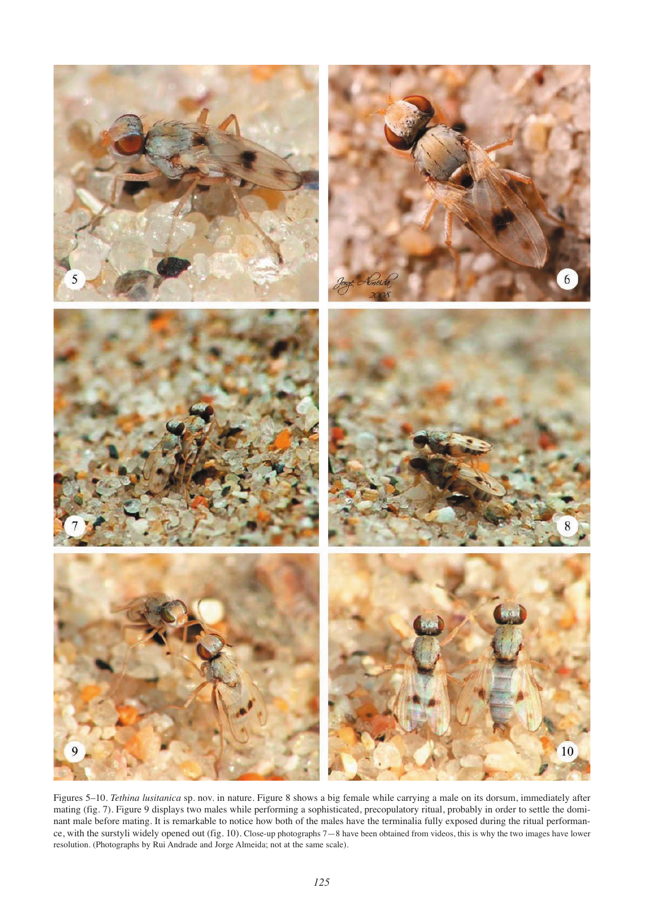Figures 5–10. *Tethina lusitanica* sp. nov. in nature. Figure 8 shows a big female while carrying a male on its dorsum, immediately after mating (fig. 7). Figure 9 displays two males while performing a sophisticated, precopulatory ritual, probably in order to settle the dominant male before mating. It is remarkable to notice how both of the males have the terminalia fully exposed during the ritual performance, with the surstyli widely opened out (fig. 10). Close-up photographs 7—8 have been obtained from videos, this is why the two images have lower resolution. (Photographs by Rui Andrade and Jorge Almeida; not at the same scale).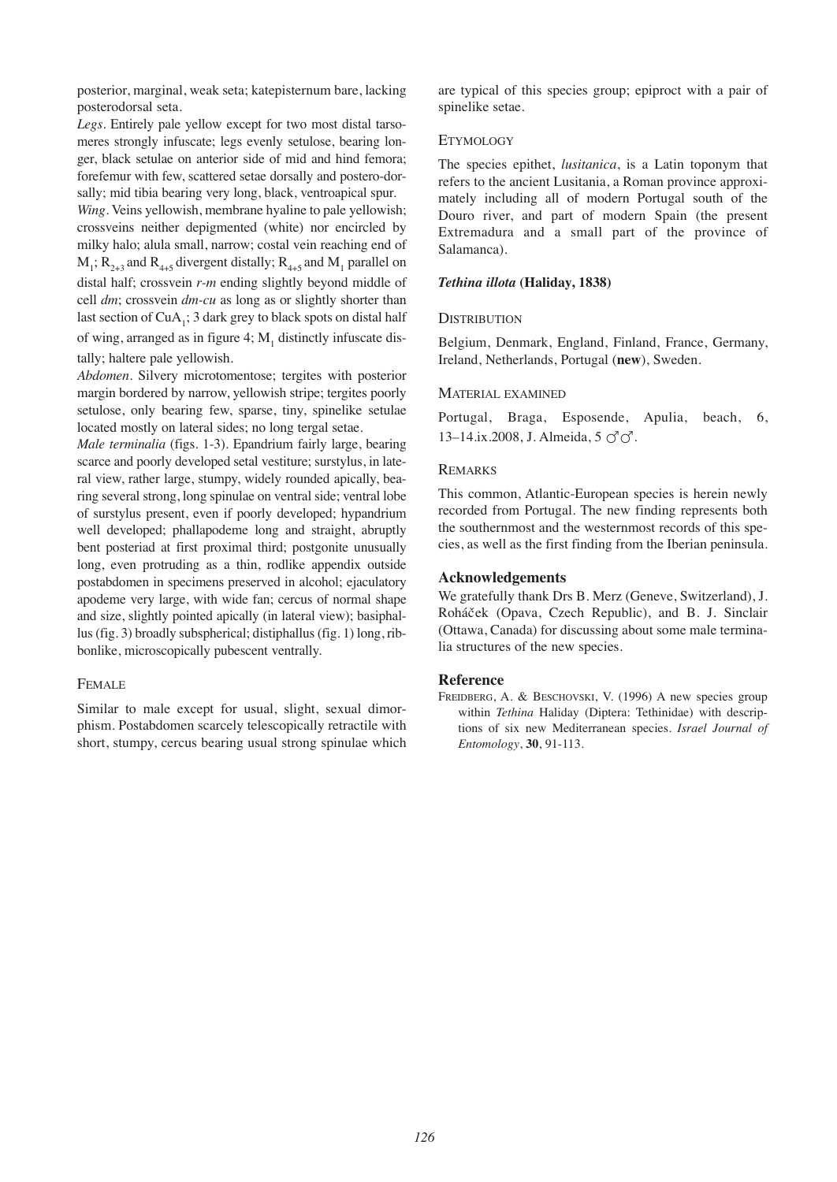posterior, marginal, weak seta; katepisternum bare, lacking posterodorsal seta.

*Legs*. Entirely pale yellow except for two most distal tarsomeres strongly infuscate; legs evenly setulose, bearing longer, black setulae on anterior side of mid and hind femora; forefemur with few, scattered setae dorsally and postero-dorsally; mid tibia bearing very long, black, ventroapical spur.

*Wing*. Veins yellowish, membrane hyaline to pale yellowish; crossveins neither depigmented (white) nor encircled by milky halo; alula small, narrow; costal vein reaching end of $M_1$; $R_{2+3}$ and $R_{4+5}$ divergent distally; $R_{4+5}$ and $M_1$ parallel on distal half; crossvein *r-m* ending slightly beyond middle of cell *dm*; crossvein *dm-cu* as long as or slightly shorter than last section of $CuA_1$; 3 dark grey to black spots on distal half of wing, arranged as in figure 4; $M_1$ distinctly infuscate distally; haltere pale yellowish.

*Abdomen*. Silvery microtomentose; tergites with posterior margin bordered by narrow, yellowish stripe; tergites poorly setulose, only bearing few, sparse, tiny, spinelike setulae located mostly on lateral sides; no long tergal setae.

*Male terminalia* (figs. 1-3). Epandrium fairly large, bearing scarce and poorly developed setal vestiture; surstylus, in lateral view, rather large, stumpy, widely rounded apically, bearing several strong, long spinulae on ventral side; ventral lobe of surstylus present, even if poorly developed; hypandrium well developed; phallapodeme long and straight, abruptly bent posteriad at first proximal third; postgonite unusually long, even protruding as a thin, rodlike appendix outside postabdomen in specimens preserved in alcohol; ejaculatory apodeme very large, with wide fan; cercus of normal shape and size, slightly pointed apically (in lateral view); basiphallus (fig. 3) broadly subspherical; distiphallus (fig. 1) long, ribbonlike, microscopically pubescent ventrally.

### Female

Similar to male except for usual, slight, sexual dimorphism. Postabdomen scarcely telescopically retractile with short, stumpy, cercus bearing usual strong spinulae which are typical of this species group; epiproct with a pair of spinelike setae.

### Etymology

The species epithet, *lusitanica*, is a Latin toponym that refers to the ancient Lusitania, a Roman province approximately including all of modern Portugal south of the Douro river, and part of modern Spain (the present Extremadura and a small part of the province of Salamanca).

## ***Tethina illota*** **(Haliday, 1838)**

### Distribution

Belgium, Denmark, England, Finland, France, Germany, Ireland, Netherlands, Portugal (**new**), Sweden.

### Material examined

Portugal, Braga, Esposende, Apulia, beach, 6, 13–14.ix.2008, J. Almeida, 5 ♂♂.

### Remarks

This common, Atlantic-European species is herein newly recorded from Portugal. The new finding represents both the southernmost and the westernmost records of this species, as well as the first finding from the Iberian peninsula.

## Acknowledgements

We gratefully thank Drs B. Merz (Geneve, Switzerland), J. Roháček (Opava, Czech Republic), and B. J. Sinclair (Ottawa, Canada) for discussing about some male terminalia structures of the new species.

## Reference

Freidberg, A. & Beschovski, V. (1996) A new species group within *Tethina* Haliday (Diptera: Tethinidae) with descriptions of six new Mediterranean species. *Israel Journal of Entomology*, **30**, 91-113.